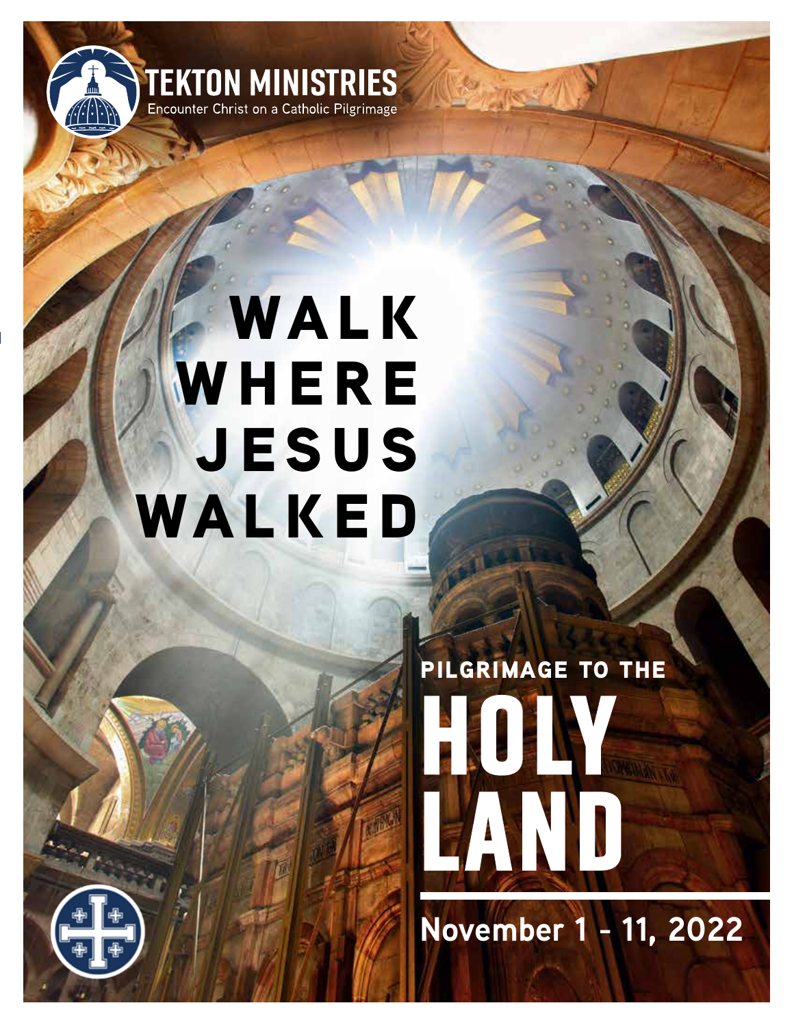**TEKTON MINISTRIES**
Encounter Christ on a Catholic Pilgrimage

# WALK WHERE JESUS WALKED

## PILGRIMAGE TO THE HOLY LAND

**November 1 - 11, 2022**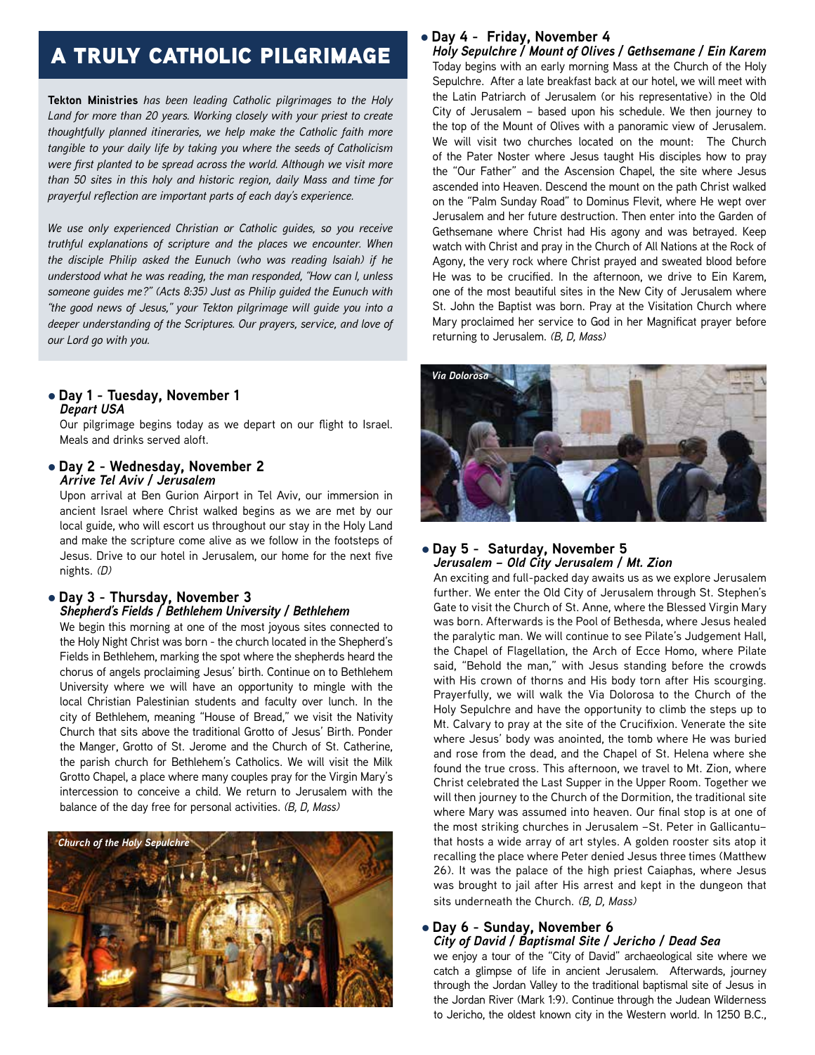# A TRULY CATHOLIC PILGRIMAGE

***Tekton Ministries** has been leading Catholic pilgrimages to the Holy Land for more than 20 years. Working closely with your priest to create thoughtfully planned itineraries, we help make the Catholic faith more tangible to your daily life by taking you where the seeds of Catholicism were first planted to be spread across the world. Although we visit more than 50 sites in this holy and historic region, daily Mass and time for prayerful reflection are important parts of each day's experience.*

*We use only experienced Christian or Catholic guides, so you receive truthful explanations of scripture and the places we encounter. When the disciple Philip asked the Eunuch (who was reading Isaiah) if he understood what he was reading, the man responded, "How can I, unless someone guides me?" (Acts 8:35) Just as Philip guided the Eunuch with "the good news of Jesus," your Tekton pilgrimage will guide you into a deeper understanding of the Scriptures. Our prayers, service, and love of our Lord go with you.*

- **Day 1 - Tuesday, November 1**
  ***Depart USA***

  Our pilgrimage begins today as we depart on our flight to Israel. Meals and drinks served aloft.

- **Day 2 - Wednesday, November 2**
  ***Arrive Tel Aviv / Jerusalem***

  Upon arrival at Ben Gurion Airport in Tel Aviv, our immersion in ancient Israel where Christ walked begins as we are met by our local guide, who will escort us throughout our stay in the Holy Land and make the scripture come alive as we follow in the footsteps of Jesus. Drive to our hotel in Jerusalem, our home for the next five nights. *(D)*

- **Day 3 - Thursday, November 3**
  ***Shepherd's Fields / Bethlehem University / Bethlehem***

  We begin this morning at one of the most joyous sites connected to the Holy Night Christ was born - the church located in the Shepherd's Fields in Bethlehem, marking the spot where the shepherds heard the chorus of angels proclaiming Jesus' birth. Continue on to Bethlehem University where we will have an opportunity to mingle with the local Christian Palestinian students and faculty over lunch. In the city of Bethlehem, meaning "House of Bread," we visit the Nativity Church that sits above the traditional Grotto of Jesus' Birth. Ponder the Manger, Grotto of St. Jerome and the Church of St. Catherine, the parish church for Bethlehem's Catholics. We will visit the Milk Grotto Chapel, a place where many couples pray for the Virgin Mary's intercession to conceive a child. We return to Jerusalem with the balance of the day free for personal activities. *(B, D, Mass)*

*Church of the Holy Sepulchre*

- **Day 4 - Friday, November 4**
  ***Holy Sepulchre / Mount of Olives / Gethsemane / Ein Karem***

  Today begins with an early morning Mass at the Church of the Holy Sepulchre. After a late breakfast back at our hotel, we will meet with the Latin Patriarch of Jerusalem (or his representative) in the Old City of Jerusalem – based upon his schedule. We then journey to the top of the Mount of Olives with a panoramic view of Jerusalem. We will visit two churches located on the mount: The Church of the Pater Noster where Jesus taught His disciples how to pray the "Our Father" and the Ascension Chapel, the site where Jesus ascended into Heaven. Descend the mount on the path Christ walked on the "Palm Sunday Road" to Dominus Flevit, where He wept over Jerusalem and her future destruction. Then enter into the Garden of Gethsemane where Christ had His agony and was betrayed. Keep watch with Christ and pray in the Church of All Nations at the Rock of Agony, the very rock where Christ prayed and sweated blood before He was to be crucified. In the afternoon, we drive to Ein Karem, one of the most beautiful sites in the New City of Jerusalem where St. John the Baptist was born. Pray at the Visitation Church where Mary proclaimed her service to God in her Magnificat prayer before returning to Jerusalem. *(B, D, Mass)*

*Via Dolorosa*

- **Day 5 - Saturday, November 5**
  ***Jerusalem – Old City Jerusalem / Mt. Zion***

  An exciting and full-packed day awaits us as we explore Jerusalem further. We enter the Old City of Jerusalem through St. Stephen's Gate to visit the Church of St. Anne, where the Blessed Virgin Mary was born. Afterwards is the Pool of Bethesda, where Jesus healed the paralytic man. We will continue to see Pilate's Judgement Hall, the Chapel of Flagellation, the Arch of Ecce Homo, where Pilate said, "Behold the man," with Jesus standing before the crowds with His crown of thorns and His body torn after His scourging. Prayerfully, we will walk the Via Dolorosa to the Church of the Holy Sepulchre and have the opportunity to climb the steps up to Mt. Calvary to pray at the site of the Crucifixion. Venerate the site where Jesus' body was anointed, the tomb where He was buried and rose from the dead, and the Chapel of St. Helena where she found the true cross. This afternoon, we travel to Mt. Zion, where Christ celebrated the Last Supper in the Upper Room. Together we will then journey to the Church of the Dormition, the traditional site where Mary was assumed into heaven. Our final stop is at one of the most striking churches in Jerusalem –St. Peter in Gallicantu– that hosts a wide array of art styles. A golden rooster sits atop it recalling the place where Peter denied Jesus three times (Matthew 26). It was the palace of the high priest Caiaphas, where Jesus was brought to jail after His arrest and kept in the dungeon that sits underneath the Church. *(B, D, Mass)*

- **Day 6 - Sunday, November 6**
  ***City of David / Baptismal Site / Jericho / Dead Sea***

  we enjoy a tour of the "City of David" archaeological site where we catch a glimpse of life in ancient Jerusalem. Afterwards, journey through the Jordan Valley to the traditional baptismal site of Jesus in the Jordan River (Mark 1:9). Continue through the Judean Wilderness to Jericho, the oldest known city in the Western world. In 1250 B.C.,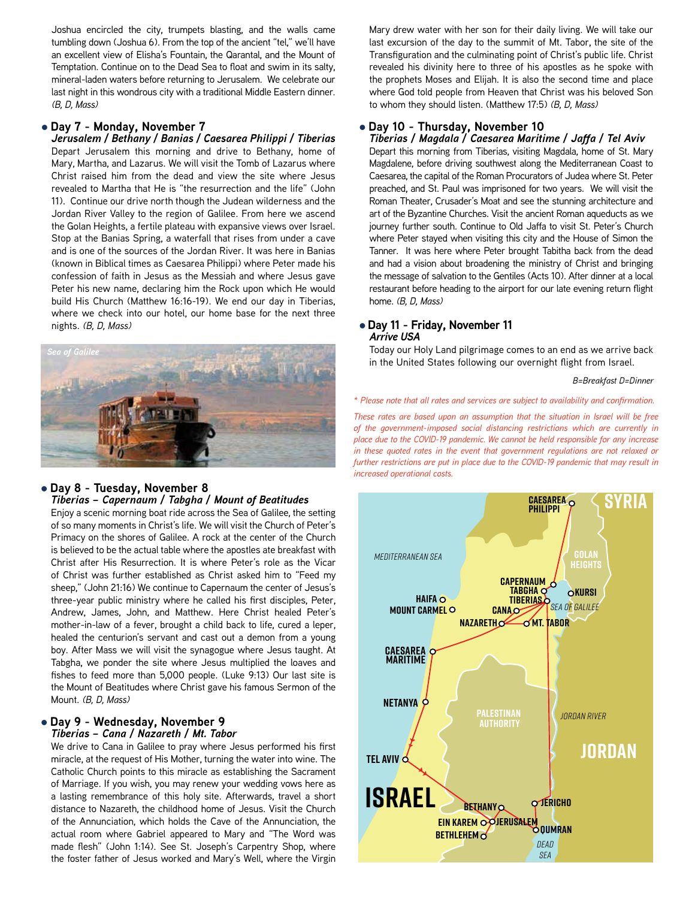Joshua encircled the city, trumpets blasting, and the walls came tumbling down (Joshua 6). From the top of the ancient "tel," we'll have an excellent view of Elisha's Fountain, the Qarantal, and the Mount of Temptation. Continue on to the Dead Sea to float and swim in its salty, mineral-laden waters before returning to Jerusalem. We celebrate our last night in this wondrous city with a traditional Middle Eastern dinner. *(B, D, Mass)*

### • Day 7 - Monday, November 7

***Jerusalem / Bethany / Banias / Caesarea Philippi / Tiberias***

Depart Jerusalem this morning and drive to Bethany, home of Mary, Martha, and Lazarus. We will visit the Tomb of Lazarus where Christ raised him from the dead and view the site where Jesus revealed to Martha that He is "the resurrection and the life" (John 11). Continue our drive north though the Judean wilderness and the Jordan River Valley to the region of Galilee. From here we ascend the Golan Heights, a fertile plateau with expansive views over Israel. Stop at the Banias Spring, a waterfall that rises from under a cave and is one of the sources of the Jordan River. It was here in Banias (known in Biblical times as Caesarea Philippi) where Peter made his confession of faith in Jesus as the Messiah and where Jesus gave Peter his new name, declaring him the Rock upon which He would build His Church (Matthew 16:16-19). We end our day in Tiberias, where we check into our hotel, our home base for the next three nights. *(B, D, Mass)*

*Sea of Galilee*

### • Day 8 - Tuesday, November 8

***Tiberias – Capernaum / Tabgha / Mount of Beatitudes***

Enjoy a scenic morning boat ride across the Sea of Galilee, the setting of so many moments in Christ's life. We will visit the Church of Peter's Primacy on the shores of Galilee. A rock at the center of the Church is believed to be the actual table where the apostles ate breakfast with Christ after His Resurrection. It is where Peter's role as the Vicar of Christ was further established as Christ asked him to "Feed my sheep," (John 21:16) We continue to Capernaum the center of Jesus's three-year public ministry where he called his first disciples, Peter, Andrew, James, John, and Matthew. Here Christ healed Peter's mother-in-law of a fever, brought a child back to life, cured a leper, healed the centurion's servant and cast out a demon from a young boy. After Mass we will visit the synagogue where Jesus taught. At Tabgha, we ponder the site where Jesus multiplied the loaves and fishes to feed more than 5,000 people. (Luke 9:13) Our last site is the Mount of Beatitudes where Christ gave his famous Sermon of the Mount. *(B, D, Mass)*

### • Day 9 - Wednesday, November 9

***Tiberias – Cana / Nazareth / Mt. Tabor***

We drive to Cana in Galilee to pray where Jesus performed his first miracle, at the request of His Mother, turning the water into wine. The Catholic Church points to this miracle as establishing the Sacrament of Marriage. If you wish, you may renew your wedding vows here as a lasting remembrance of this holy site. Afterwards, travel a short distance to Nazareth, the childhood home of Jesus. Visit the Church of the Annunciation, which holds the Cave of the Annunciation, the actual room where Gabriel appeared to Mary and "The Word was made flesh" (John 1:14). See St. Joseph's Carpentry Shop, where the foster father of Jesus worked and Mary's Well, where the Virgin Mary drew water with her son for their daily living. We will take our last excursion of the day to the summit of Mt. Tabor, the site of the Transfiguration and the culminating point of Christ's public life. Christ revealed his divinity here to three of his apostles as he spoke with the prophets Moses and Elijah. It is also the second time and place where God told people from Heaven that Christ was his beloved Son to whom they should listen. (Matthew 17:5) *(B, D, Mass)*

### • Day 10 - Thursday, November 10

***Tiberias / Magdala / Caesarea Maritime / Jaffa / Tel Aviv***

Depart this morning from Tiberias, visiting Magdala, home of St. Mary Magdalene, before driving southwest along the Mediterranean Coast to Caesarea, the capital of the Roman Procurators of Judea where St. Peter preached, and St. Paul was imprisoned for two years. We will visit the Roman Theater, Crusader's Moat and see the stunning architecture and art of the Byzantine Churches. Visit the ancient Roman aqueducts as we journey further south. Continue to Old Jaffa to visit St. Peter's Church where Peter stayed when visiting this city and the House of Simon the Tanner. It was here where Peter brought Tabitha back from the dead and had a vision about broadening the ministry of Christ and bringing the message of salvation to the Gentiles (Acts 10). After dinner at a local restaurant before heading to the airport for our late evening return flight home. *(B, D, Mass)*

### • Day 11 - Friday, November 11

***Arrive USA***

Today our Holy Land pilgrimage comes to an end as we arrive back in the United States following our overnight flight from Israel.

*B=Breakfast D=Dinner*

*\* Please note that all rates and services are subject to availability and confirmation.*

*These rates are based upon an assumption that the situation in Israel will be free of the government-imposed social distancing restrictions which are currently in place due to the COVID-19 pandemic. We cannot be held responsible for any increase in these quoted rates in the event that government regulations are not relaxed or further restrictions are put in place due to the COVID-19 pandemic that may result in increased operational costs.*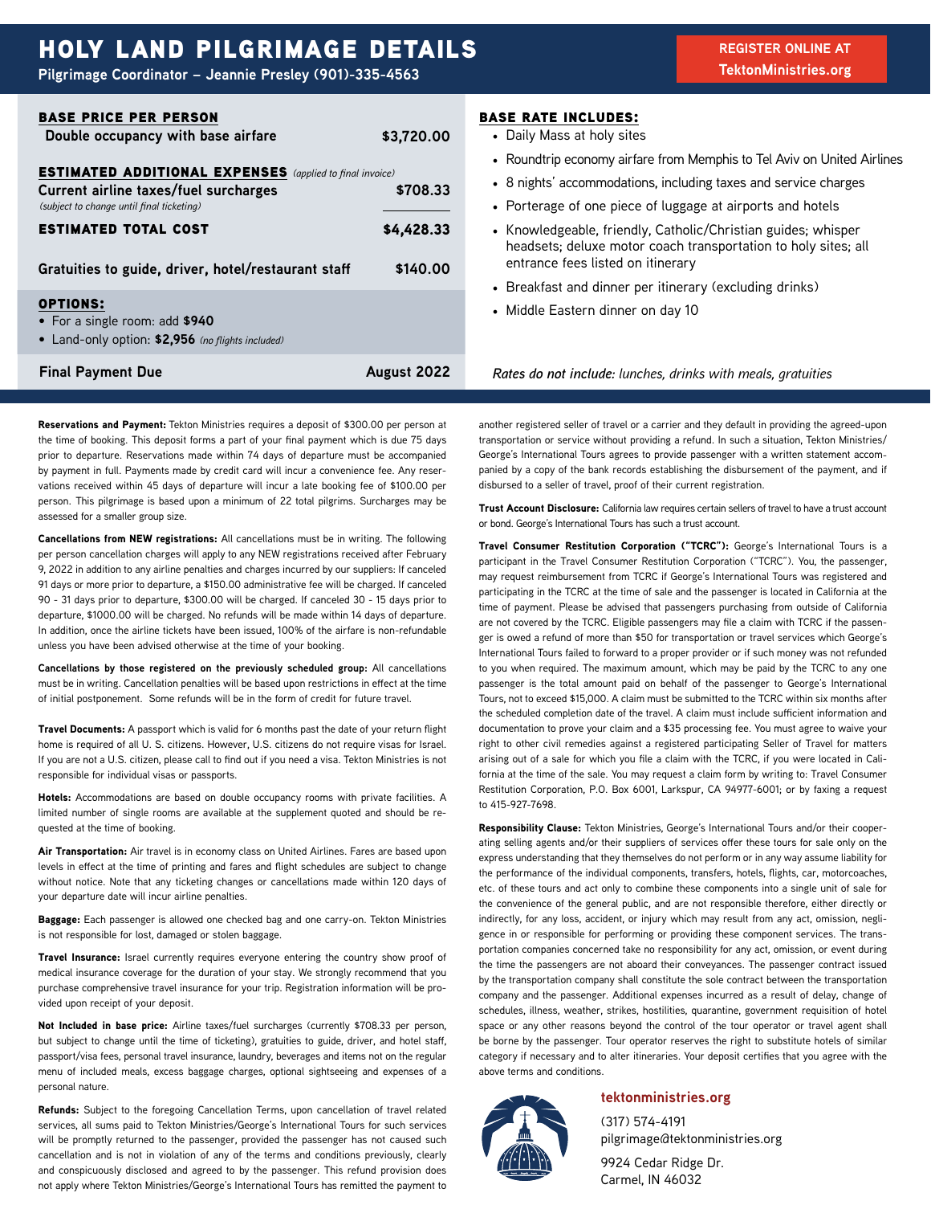# HOLY LAND PILGRIMAGE DETAILS

**Pilgrimage Coordinator – Jeannie Presley (901)-335-4563**

**REGISTER ONLINE AT TektonMinistries.org**

**BASE PRICE PER PERSON**

| | |
|---|---|
| **Double occupancy with base airfare** | **$3,720.00** |

**ESTIMATED ADDITIONAL EXPENSES** *(applied to final invoice)*

| | |
|---|---|
| **Current airline taxes/fuel surcharges** *(subject to change until final ticketing)* | **$708.33** |
| **ESTIMATED TOTAL COST** | **$4,428.33** |
| **Gratuities to guide, driver, hotel/restaurant staff** | **$140.00** |

**OPTIONS:**

- For a single room: add **$940**
- Land-only option: **$2,956** *(no flights included)*

| | |
|---|---|
| **Final Payment Due** | **August 2022** |

**BASE RATE INCLUDES:**

- Daily Mass at holy sites
- Roundtrip economy airfare from Memphis to Tel Aviv on United Airlines
- 8 nights' accommodations, including taxes and service charges
- Porterage of one piece of luggage at airports and hotels
- Knowledgeable, friendly, Catholic/Christian guides; whisper headsets; deluxe motor coach transportation to holy sites; all entrance fees listed on itinerary
- Breakfast and dinner per itinerary (excluding drinks)
- Middle Eastern dinner on day 10

*Rates do not include: lunches, drinks with meals, gratuities*

**Reservations and Payment:** Tekton Ministries requires a deposit of $300.00 per person at the time of booking. This deposit forms a part of your final payment which is due 75 days prior to departure. Reservations made within 74 days of departure must be accompanied by payment in full. Payments made by credit card will incur a convenience fee. Any reservations received within 45 days of departure will incur a late booking fee of $100.00 per person. This pilgrimage is based upon a minimum of 22 total pilgrims. Surcharges may be assessed for a smaller group size.

**Cancellations from NEW registrations:** All cancellations must be in writing. The following per person cancellation charges will apply to any NEW registrations received after February 9, 2022 in addition to any airline penalties and charges incurred by our suppliers: If canceled 91 days or more prior to departure, a $150.00 administrative fee will be charged. If canceled 90 - 31 days prior to departure, $300.00 will be charged. If canceled 30 - 15 days prior to departure, $1000.00 will be charged. No refunds will be made within 14 days of departure. In addition, once the airline tickets have been issued, 100% of the airfare is non-refundable unless you have been advised otherwise at the time of your booking.

**Cancellations by those registered on the previously scheduled group:** All cancellations must be in writing. Cancellation penalties will be based upon restrictions in effect at the time of initial postponement. Some refunds will be in the form of credit for future travel.

**Travel Documents:** A passport which is valid for 6 months past the date of your return flight home is required of all U. S. citizens. However, U.S. citizens do not require visas for Israel. If you are not a U.S. citizen, please call to find out if you need a visa. Tekton Ministries is not responsible for individual visas or passports.

**Hotels:** Accommodations are based on double occupancy rooms with private facilities. A limited number of single rooms are available at the supplement quoted and should be requested at the time of booking.

**Air Transportation:** Air travel is in economy class on United Airlines. Fares are based upon levels in effect at the time of printing and fares and flight schedules are subject to change without notice. Note that any ticketing changes or cancellations made within 120 days of your departure date will incur airline penalties.

**Baggage:** Each passenger is allowed one checked bag and one carry-on. Tekton Ministries is not responsible for lost, damaged or stolen baggage.

**Travel Insurance:** Israel currently requires everyone entering the country show proof of medical insurance coverage for the duration of your stay. We strongly recommend that you purchase comprehensive travel insurance for your trip. Registration information will be provided upon receipt of your deposit.

**Not Included in base price:** Airline taxes/fuel surcharges (currently $708.33 per person, but subject to change until the time of ticketing), gratuities to guide, driver, and hotel staff, passport/visa fees, personal travel insurance, laundry, beverages and items not on the regular menu of included meals, excess baggage charges, optional sightseeing and expenses of a personal nature.

**Refunds:** Subject to the foregoing Cancellation Terms, upon cancellation of travel related services, all sums paid to Tekton Ministries/George's International Tours for such services will be promptly returned to the passenger, provided the passenger has not caused such cancellation and is not in violation of any of the terms and conditions previously, clearly and conspicuously disclosed and agreed to by the passenger. This refund provision does not apply where Tekton Ministries/George's International Tours has remitted the payment to another registered seller of travel or a carrier and they default in providing the agreed-upon transportation or service without providing a refund. In such a situation, Tekton Ministries/George's International Tours agrees to provide passenger with a written statement accompanied by a copy of the bank records establishing the disbursement of the payment, and if disbursed to a seller of travel, proof of their current registration.

**Trust Account Disclosure:** California law requires certain sellers of travel to have a trust account or bond. George's International Tours has such a trust account.

**Travel Consumer Restitution Corporation ("TCRC"):** George's International Tours is a participant in the Travel Consumer Restitution Corporation ("TCRC"). You, the passenger, may request reimbursement from TCRC if George's International Tours was registered and participating in the TCRC at the time of sale and the passenger is located in California at the time of payment. Please be advised that passengers purchasing from outside of California are not covered by the TCRC. Eligible passengers may file a claim with TCRC if the passenger is owed a refund of more than $50 for transportation or travel services which George's International Tours failed to forward to a proper provider or if such money was not refunded to you when required. The maximum amount, which may be paid by the TCRC to any one passenger is the total amount paid on behalf of the passenger to George's International Tours, not to exceed $15,000. A claim must be submitted to the TCRC within six months after the scheduled completion date of the travel. A claim must include sufficient information and documentation to prove your claim and a $35 processing fee. You must agree to waive your right to other civil remedies against a registered participating Seller of Travel for matters arising out of a sale for which you file a claim with the TCRC, if you were located in California at the time of the sale. You may request a claim form by writing to: Travel Consumer Restitution Corporation, P.O. Box 6001, Larkspur, CA 94977-6001; or by faxing a request to 415-927-7698.

**Responsibility Clause:** Tekton Ministries, George's International Tours and/or their cooperating selling agents and/or their suppliers of services offer these tours for sale only on the express understanding that they themselves do not perform or in any way assume liability for the performance of the individual components, transfers, hotels, flights, car, motorcoaches, etc. of these tours and act only to combine these components into a single unit of sale for the convenience of the general public, and are not responsible therefore, either directly or indirectly, for any loss, accident, or injury which may result from any act, omission, negligence in or responsible for performing or providing these component services. The transportation companies concerned take no responsibility for any act, omission, or event during the time the passengers are not aboard their conveyances. The passenger contract issued by the transportation company shall constitute the sole contract between the transportation company and the passenger. Additional expenses incurred as a result of delay, change of schedules, illness, weather, strikes, hostilities, quarantine, government requisition of hotel space or any other reasons beyond the control of the tour operator or travel agent shall be borne by the passenger. Tour operator reserves the right to substitute hotels of similar category if necessary and to alter itineraries. Your deposit certifies that you agree with the above terms and conditions.

**tektonministries.org**

(317) 574-4191
pilgrimage@tektonministries.org

9924 Cedar Ridge Dr.
Carmel, IN 46032